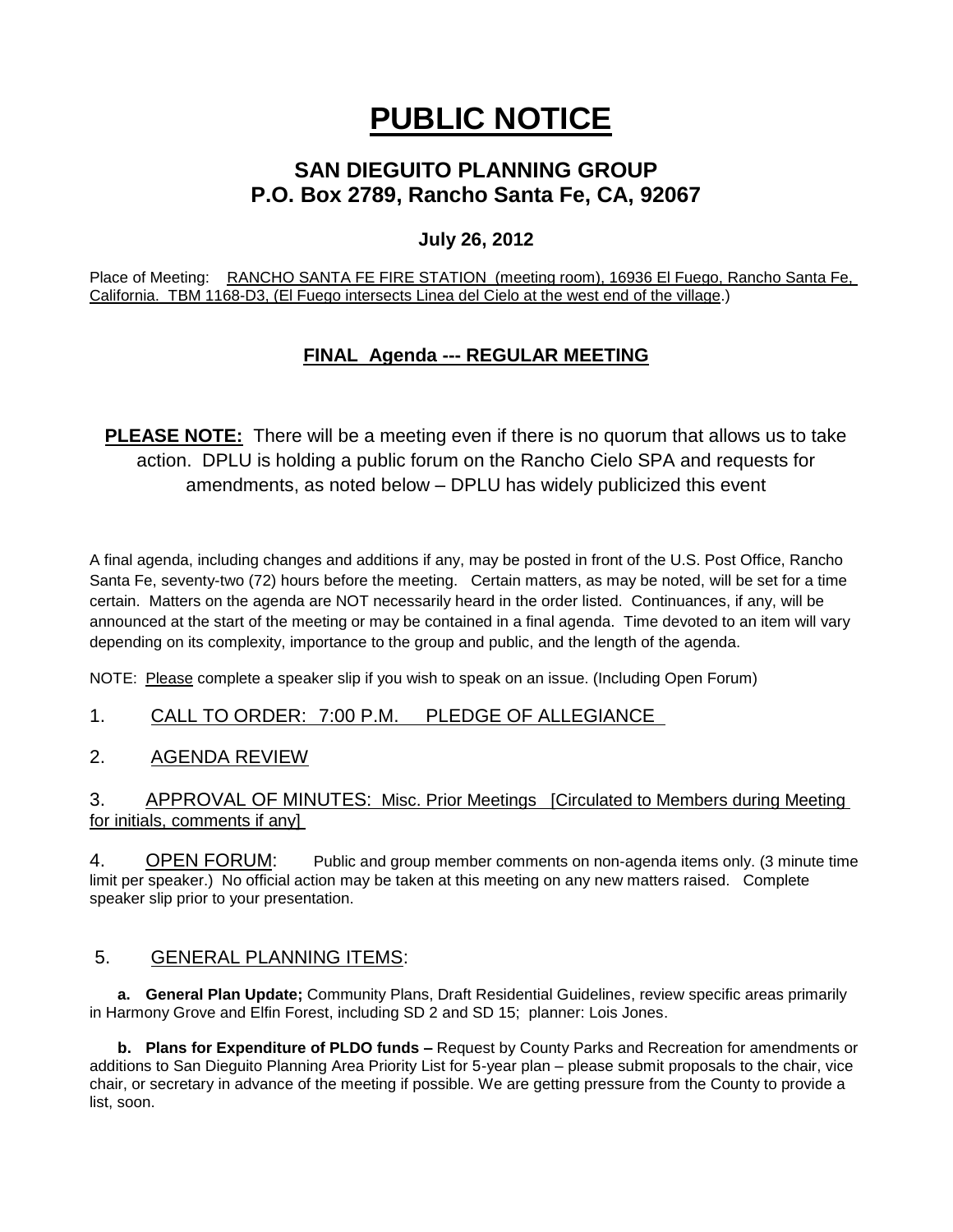# PUBLIC NOTICE

## SAN DIEGUITO PLANNING GROUP
## P.O. Box 2789, Rancho Santa Fe, CA, 92067

### July 26, 2012

Place of Meeting: RANCHO SANTA FE FIRE STATION (meeting room), 16936 El Fuego, Rancho Santa Fe, California. TBM 1168-D3, (El Fuego intersects Linea del Cielo at the west end of the village.)

### FINAL Agenda --- REGULAR MEETING

**PLEASE NOTE:** There will be a meeting even if there is no quorum that allows us to take action. DPLU is holding a public forum on the Rancho Cielo SPA and requests for amendments, as noted below – DPLU has widely publicized this event

A final agenda, including changes and additions if any, may be posted in front of the U.S. Post Office, Rancho Santa Fe, seventy-two (72) hours before the meeting. Certain matters, as may be noted, will be set for a time certain. Matters on the agenda are NOT necessarily heard in the order listed. Continuances, if any, will be announced at the start of the meeting or may be contained in a final agenda. Time devoted to an item will vary depending on its complexity, importance to the group and public, and the length of the agenda.

NOTE: Please complete a speaker slip if you wish to speak on an issue. (Including Open Forum)

1. CALL TO ORDER: 7:00 P.M. PLEDGE OF ALLEGIANCE

2. AGENDA REVIEW

3. APPROVAL OF MINUTES: Misc. Prior Meetings [Circulated to Members during Meeting for initials, comments if any]

4. OPEN FORUM: Public and group member comments on non-agenda items only. (3 minute time limit per speaker.) No official action may be taken at this meeting on any new matters raised. Complete speaker slip prior to your presentation.

5. GENERAL PLANNING ITEMS:

**a. General Plan Update;** Community Plans, Draft Residential Guidelines, review specific areas primarily in Harmony Grove and Elfin Forest, including SD 2 and SD 15; planner: Lois Jones.

**b. Plans for Expenditure of PLDO funds –** Request by County Parks and Recreation for amendments or additions to San Dieguito Planning Area Priority List for 5-year plan – please submit proposals to the chair, vice chair, or secretary in advance of the meeting if possible. We are getting pressure from the County to provide a list, soon.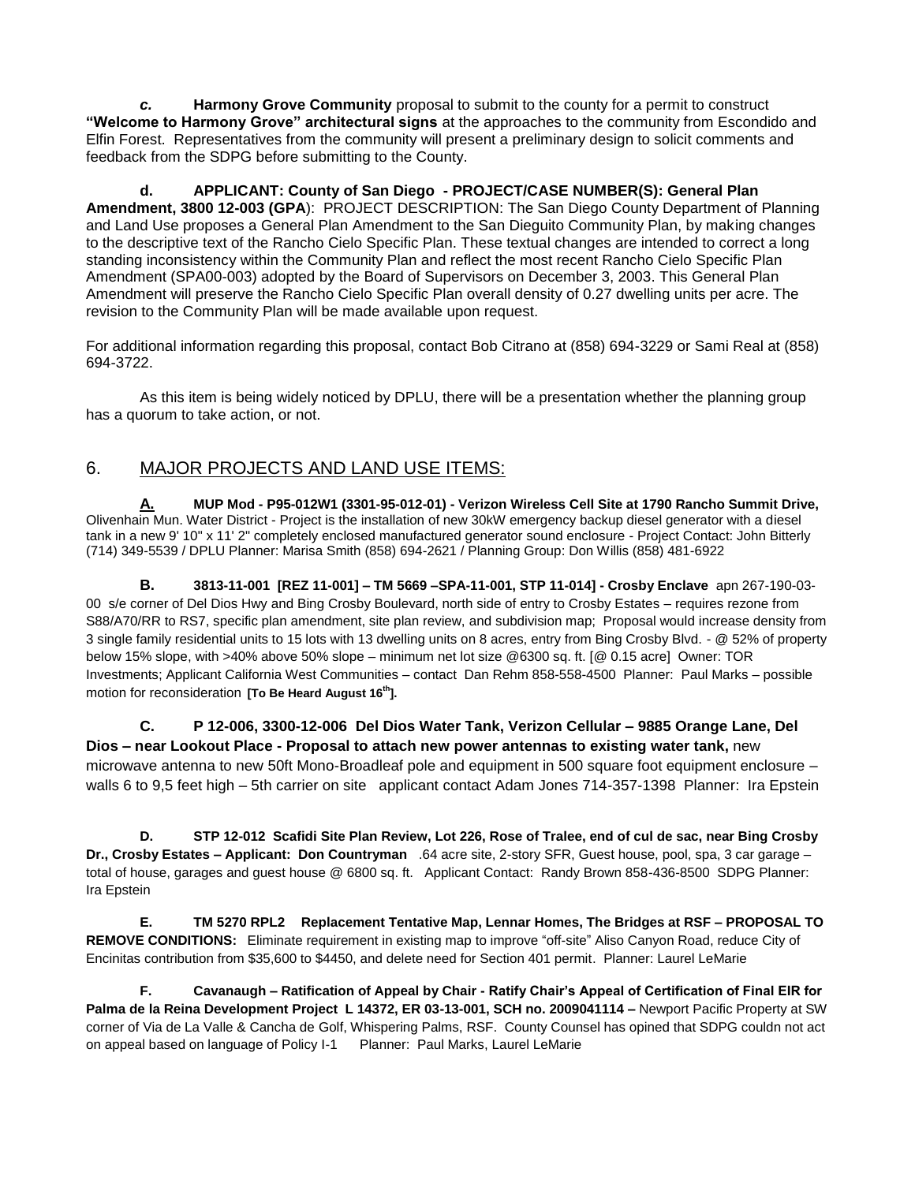***c.*** **Harmony Grove Community** proposal to submit to the county for a permit to construct **"Welcome to Harmony Grove" architectural signs** at the approaches to the community from Escondido and Elfin Forest. Representatives from the community will present a preliminary design to solicit comments and feedback from the SDPG before submitting to the County.

**d. APPLICANT: County of San Diego - PROJECT/CASE NUMBER(S): General Plan Amendment, 3800 12-003 (GPA**): PROJECT DESCRIPTION: The San Diego County Department of Planning and Land Use proposes a General Plan Amendment to the San Dieguito Community Plan, by making changes to the descriptive text of the Rancho Cielo Specific Plan. These textual changes are intended to correct a long standing inconsistency within the Community Plan and reflect the most recent Rancho Cielo Specific Plan Amendment (SPA00-003) adopted by the Board of Supervisors on December 3, 2003. This General Plan Amendment will preserve the Rancho Cielo Specific Plan overall density of 0.27 dwelling units per acre. The revision to the Community Plan will be made available upon request.

For additional information regarding this proposal, contact Bob Citrano at (858) 694-3229 or Sami Real at (858) 694-3722.

As this item is being widely noticed by DPLU, there will be a presentation whether the planning group has a quorum to take action, or not.

## 6. MAJOR PROJECTS AND LAND USE ITEMS:

**A. MUP Mod - P95-012W1 (3301-95-012-01) - Verizon Wireless Cell Site at 1790 Rancho Summit Drive,** Olivenhain Mun. Water District - Project is the installation of new 30kW emergency backup diesel generator with a diesel tank in a new 9' 10" x 11' 2" completely enclosed manufactured generator sound enclosure - Project Contact: John Bitterly (714) 349-5539 / DPLU Planner: Marisa Smith (858) 694-2621 / Planning Group: Don Willis (858) 481-6922

**B. 3813-11-001 [REZ 11-001] – TM 5669 –SPA-11-001, STP 11-014] - Crosby Enclave** apn 267-190-03-00 s/e corner of Del Dios Hwy and Bing Crosby Boulevard, north side of entry to Crosby Estates – requires rezone from S88/A70/RR to RS7, specific plan amendment, site plan review, and subdivision map; Proposal would increase density from 3 single family residential units to 15 lots with 13 dwelling units on 8 acres, entry from Bing Crosby Blvd. - @ 52% of property below 15% slope, with >40% above 50% slope – minimum net lot size @6300 sq. ft. [@ 0.15 acre] Owner: TOR Investments; Applicant California West Communities – contact Dan Rehm 858-558-4500 Planner: Paul Marks – possible motion for reconsideration **[To Be Heard August 16th].**

**C. P 12-006, 3300-12-006 Del Dios Water Tank, Verizon Cellular – 9885 Orange Lane, Del Dios – near Lookout Place - Proposal to attach new power antennas to existing water tank,** new microwave antenna to new 50ft Mono-Broadleaf pole and equipment in 500 square foot equipment enclosure – walls 6 to 9,5 feet high – 5th carrier on site applicant contact Adam Jones 714-357-1398 Planner: Ira Epstein

**D. STP 12-012 Scafidi Site Plan Review, Lot 226, Rose of Tralee, end of cul de sac, near Bing Crosby Dr., Crosby Estates – Applicant: Don Countryman** .64 acre site, 2-story SFR, Guest house, pool, spa, 3 car garage – total of house, garages and guest house @ 6800 sq. ft. Applicant Contact: Randy Brown 858-436-8500 SDPG Planner: Ira Epstein

**E. TM 5270 RPL2 Replacement Tentative Map, Lennar Homes, The Bridges at RSF – PROPOSAL TO REMOVE CONDITIONS:** Eliminate requirement in existing map to improve "off-site" Aliso Canyon Road, reduce City of Encinitas contribution from $35,600 to $4450, and delete need for Section 401 permit. Planner: Laurel LeMarie

**F. Cavanaugh – Ratification of Appeal by Chair - Ratify Chair's Appeal of Certification of Final EIR for Palma de la Reina Development Project L 14372, ER 03-13-001, SCH no. 2009041114 –** Newport Pacific Property at SW corner of Via de La Valle & Cancha de Golf, Whispering Palms, RSF. County Counsel has opined that SDPG couldn not act on appeal based on language of Policy I-1 Planner: Paul Marks, Laurel LeMarie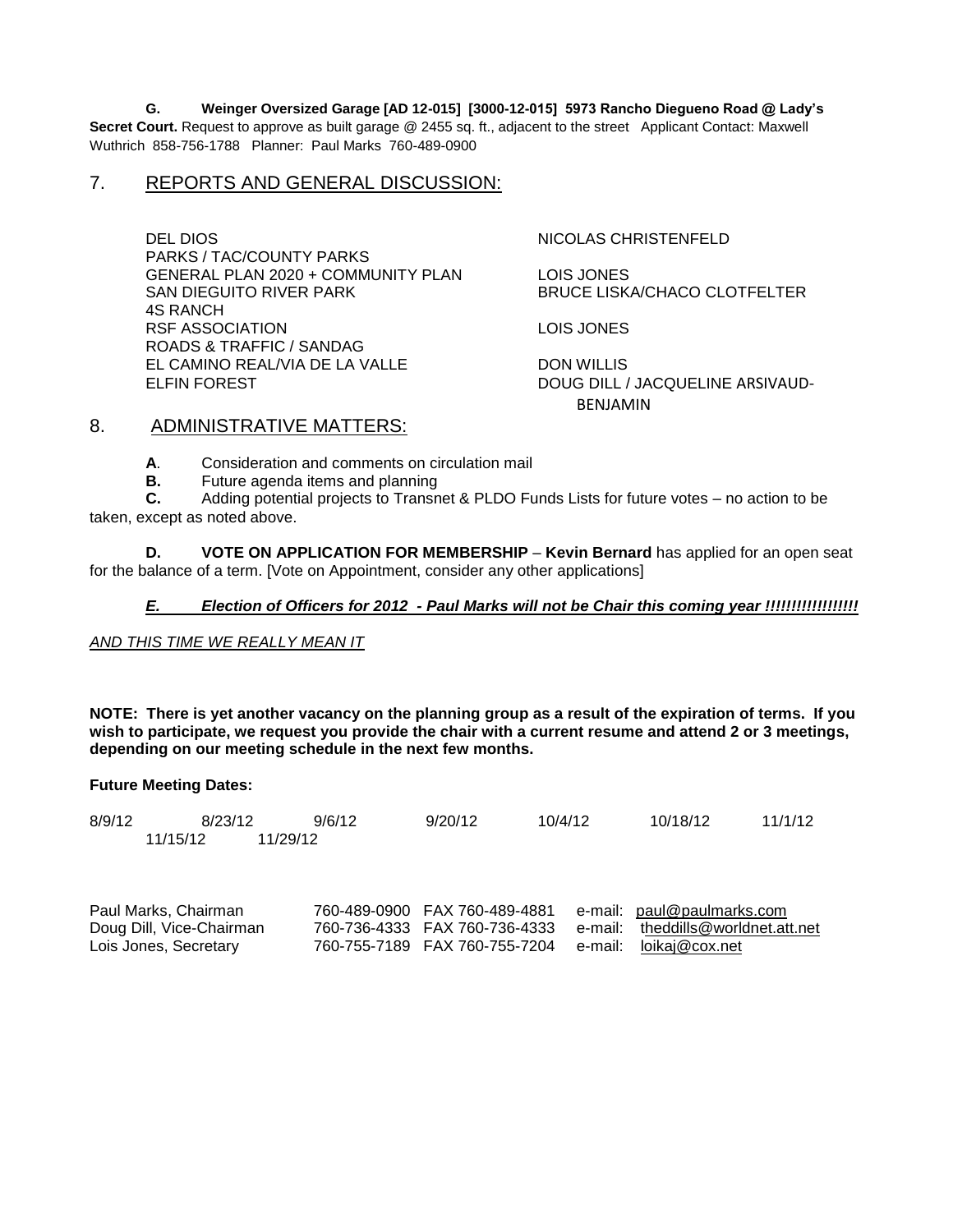**G. Weinger Oversized Garage [AD 12-015] [3000-12-015] 5973 Rancho Diegueno Road @ Lady's Secret Court.** Request to approve as built garage @ 2455 sq. ft., adjacent to the street Applicant Contact: Maxwell Wuthrich 858-756-1788 Planner: Paul Marks 760-489-0900

## 7. REPORTS AND GENERAL DISCUSSION:

| | |
|---|---|
| DEL DIOS | NICOLAS CHRISTENFELD |
| PARKS / TAC/COUNTY PARKS | |
| GENERAL PLAN 2020 + COMMUNITY PLAN | LOIS JONES |
| SAN DIEGUITO RIVER PARK | BRUCE LISKA/CHACO CLOTFELTER |
| 4S RANCH | |
| RSF ASSOCIATION | LOIS JONES |
| ROADS & TRAFFIC / SANDAG | |
| EL CAMINO REAL/VIA DE LA VALLE | DON WILLIS |
| ELFIN FOREST | DOUG DILL / JACQUELINE ARSIVAUD-BENJAMIN |

## 8. ADMINISTRATIVE MATTERS:

**A**. Consideration and comments on circulation mail

**B.** Future agenda items and planning

**C.** Adding potential projects to Transnet & PLDO Funds Lists for future votes – no action to be taken, except as noted above.

**D. VOTE ON APPLICATION FOR MEMBERSHIP** – **Kevin Bernard** has applied for an open seat for the balance of a term. [Vote on Appointment, consider any other applications]

***E. Election of Officers for 2012 - Paul Marks will not be Chair this coming year !!!!!!!!!!!!!!!!!***

*AND THIS TIME WE REALLY MEAN IT*

**NOTE: There is yet another vacancy on the planning group as a result of the expiration of terms. If you wish to participate, we request you provide the chair with a current resume and attend 2 or 3 meetings, depending on our meeting schedule in the next few months.**

**Future Meeting Dates:**

8/9/12 8/23/12 9/6/12 9/20/12 10/4/12 10/18/12 11/1/12 11/15/12 11/29/12

| | | | |
|---|---|---|---|
| Paul Marks, Chairman | 760-489-0900 | FAX 760-489-4881 | e-mail: paul@paulmarks.com |
| Doug Dill, Vice-Chairman | 760-736-4333 | FAX 760-736-4333 | e-mail: theddills@worldnet.att.net |
| Lois Jones, Secretary | 760-755-7189 | FAX 760-755-7204 | e-mail: loikaj@cox.net |